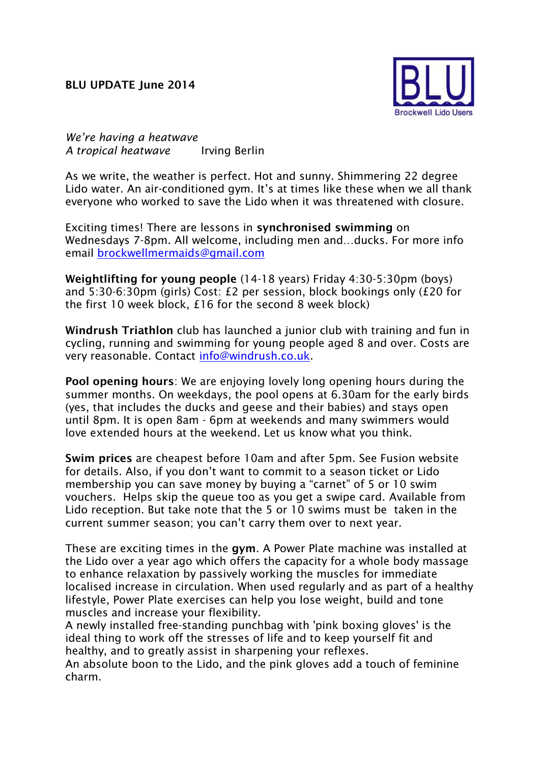**BLU UPDATE June 2014**

BLU
Brockwell Lido Users

*We're having a heatwave*
*A tropical heatwave* Irving Berlin

As we write, the weather is perfect. Hot and sunny. Shimmering 22 degree Lido water. An air-conditioned gym. It's at times like these when we all thank everyone who worked to save the Lido when it was threatened with closure.

Exciting times! There are lessons in **synchronised swimming** on Wednesdays 7-8pm. All welcome, including men and…ducks. For more info email brockwellmermaids@gmail.com

**Weightlifting for young people** (14-18 years) Friday 4:30-5:30pm (boys) and 5:30-6:30pm (girls) Cost: £2 per session, block bookings only (£20 for the first 10 week block, £16 for the second 8 week block)

**Windrush Triathlon** club has launched a junior club with training and fun in cycling, running and swimming for young people aged 8 and over. Costs are very reasonable. Contact info@windrush.co.uk.

**Pool opening hours**: We are enjoying lovely long opening hours during the summer months. On weekdays, the pool opens at 6.30am for the early birds (yes, that includes the ducks and geese and their babies) and stays open until 8pm. It is open 8am - 6pm at weekends and many swimmers would love extended hours at the weekend. Let us know what you think.

**Swim prices** are cheapest before 10am and after 5pm. See Fusion website for details. Also, if you don't want to commit to a season ticket or Lido membership you can save money by buying a "carnet" of 5 or 10 swim vouchers. Helps skip the queue too as you get a swipe card. Available from Lido reception. But take note that the 5 or 10 swims must be taken in the current summer season; you can't carry them over to next year.

These are exciting times in the **gym**. A Power Plate machine was installed at the Lido over a year ago which offers the capacity for a whole body massage to enhance relaxation by passively working the muscles for immediate localised increase in circulation. When used regularly and as part of a healthy lifestyle, Power Plate exercises can help you lose weight, build and tone muscles and increase your flexibility.
A newly installed free-standing punchbag with 'pink boxing gloves' is the ideal thing to work off the stresses of life and to keep yourself fit and healthy, and to greatly assist in sharpening your reflexes.
An absolute boon to the Lido, and the pink gloves add a touch of feminine charm.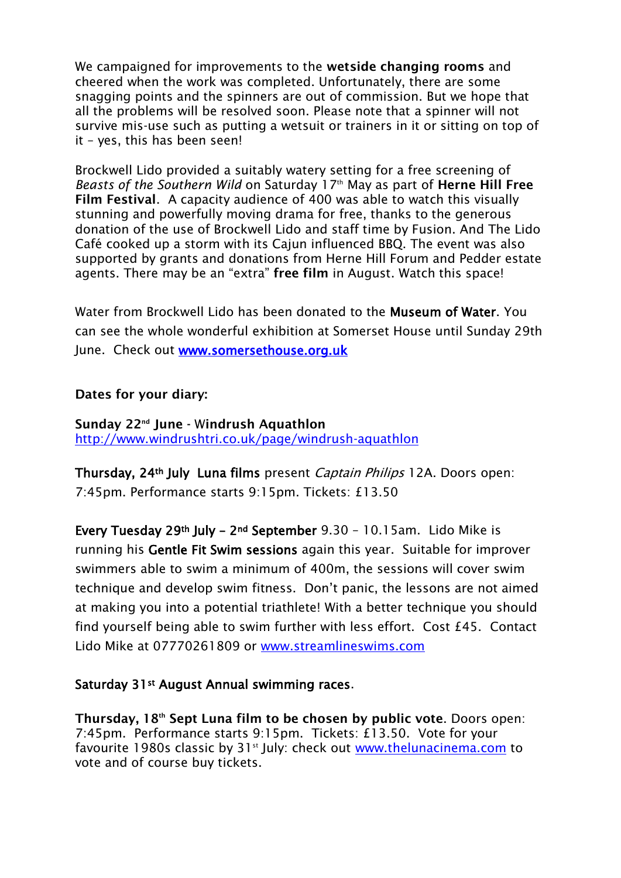We campaigned for improvements to the **wetside changing rooms** and cheered when the work was completed. Unfortunately, there are some snagging points and the spinners are out of commission. But we hope that all the problems will be resolved soon. Please note that a spinner will not survive mis-use such as putting a wetsuit or trainers in it or sitting on top of it – yes, this has been seen!

Brockwell Lido provided a suitably watery setting for a free screening of *Beasts of the Southern Wild* on Saturday 17th May as part of **Herne Hill Free Film Festival**. A capacity audience of 400 was able to watch this visually stunning and powerfully moving drama for free, thanks to the generous donation of the use of Brockwell Lido and staff time by Fusion. And The Lido Café cooked up a storm with its Cajun influenced BBQ. The event was also supported by grants and donations from Herne Hill Forum and Pedder estate agents. There may be an "extra" **free film** in August. Watch this space!

Water from Brockwell Lido has been donated to the **Museum of Water**. You can see the whole wonderful exhibition at Somerset House until Sunday 29th June. Check out [www.somersethouse.org.uk](http://www.somersethouse.org.uk)

**Dates for your diary:**

**Sunday 22nd June** - **Windrush Aquathlon**
[http://www.windrushtri.co.uk/page/windrush-aquathlon](http://www.windrushtri.co.uk/page/windrush-aquathlon)

**Thursday, 24th July Luna films** present *Captain Philips* 12A. Doors open: 7:45pm. Performance starts 9:15pm. Tickets: £13.50

**Every Tuesday 29th July – 2nd September** 9.30 – 10.15am. Lido Mike is running his **Gentle Fit Swim sessions** again this year. Suitable for improver swimmers able to swim a minimum of 400m, the sessions will cover swim technique and develop swim fitness. Don't panic, the lessons are not aimed at making you into a potential triathlete! With a better technique you should find yourself being able to swim further with less effort. Cost £45. Contact Lido Mike at 07770261809 or [www.streamlineswims.com](http://www.streamlineswims.com)

**Saturday 31st August Annual swimming races**.

**Thursday, 18th Sept Luna film to be chosen by public vote**. Doors open: 7:45pm. Performance starts 9:15pm. Tickets: £13.50. Vote for your favourite 1980s classic by 31st July: check out [www.thelunacinema.com](http://www.thelunacinema.com) to vote and of course buy tickets.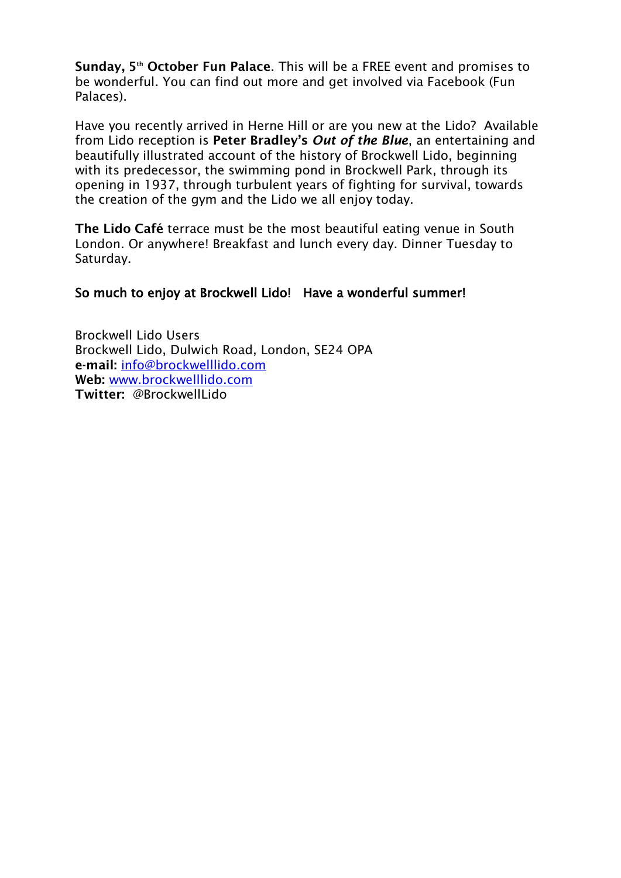**Sunday, 5th October Fun Palace**. This will be a FREE event and promises to be wonderful. You can find out more and get involved via Facebook (Fun Palaces).

Have you recently arrived in Herne Hill or are you new at the Lido? Available from Lido reception is **Peter Bradley's *Out of the Blue***, an entertaining and beautifully illustrated account of the history of Brockwell Lido, beginning with its predecessor, the swimming pond in Brockwell Park, through its opening in 1937, through turbulent years of fighting for survival, towards the creation of the gym and the Lido we all enjoy today.

**The Lido Café** terrace must be the most beautiful eating venue in South London. Or anywhere! Breakfast and lunch every day. Dinner Tuesday to Saturday.

**So much to enjoy at Brockwell Lido! Have a wonderful summer!**

Brockwell Lido Users
Brockwell Lido, Dulwich Road, London, SE24 OPA
**e-mail:** info@brockwelllido.com
**Web:** www.brockwelllido.com
**Twitter:** @BrockwellLido